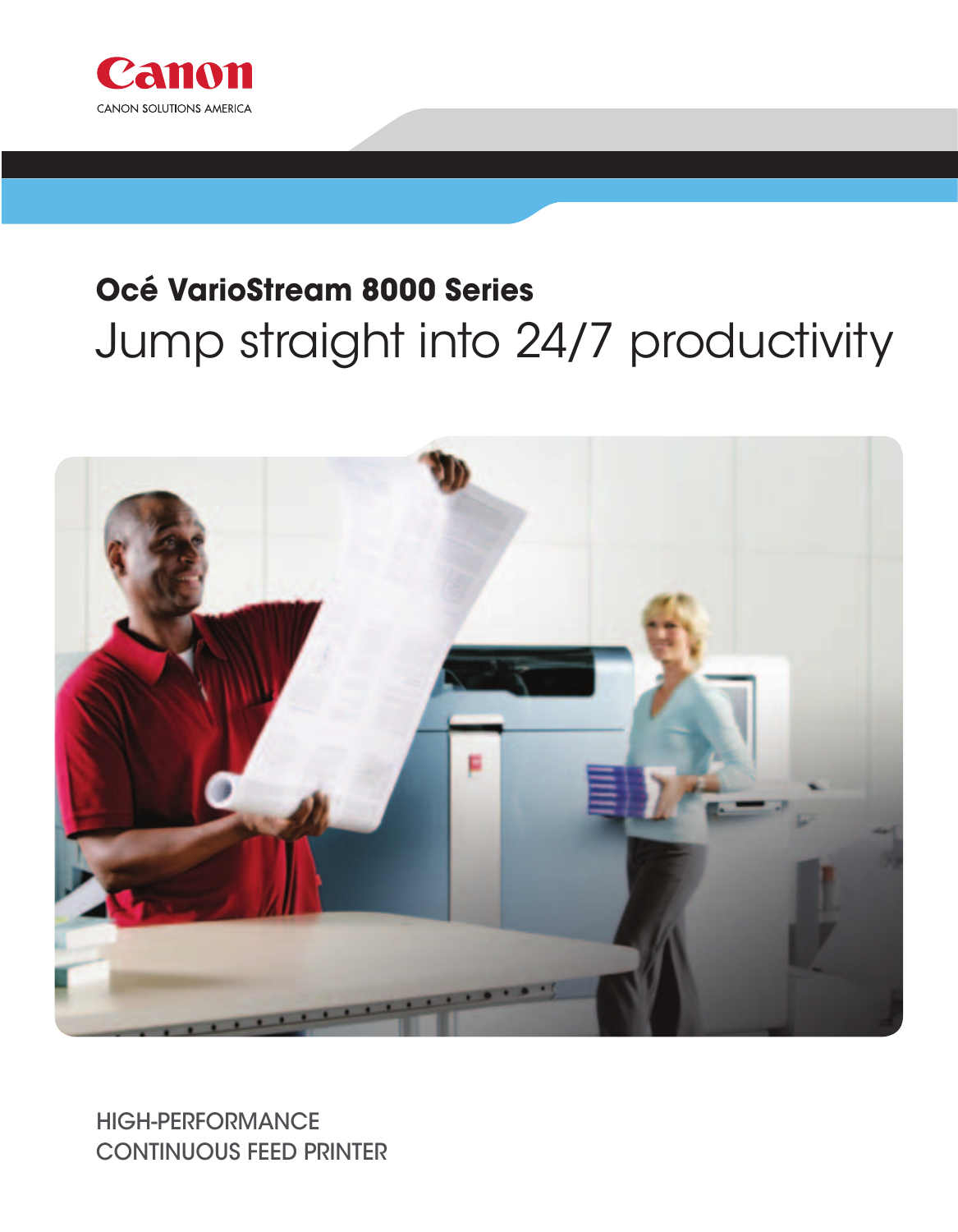Canon

CANON SOLUTIONS AMERICA

## Océ VarioStream 8000 Series

# Jump straight into 24/7 productivity

HIGH-PERFORMANCE
CONTINUOUS FEED PRINTER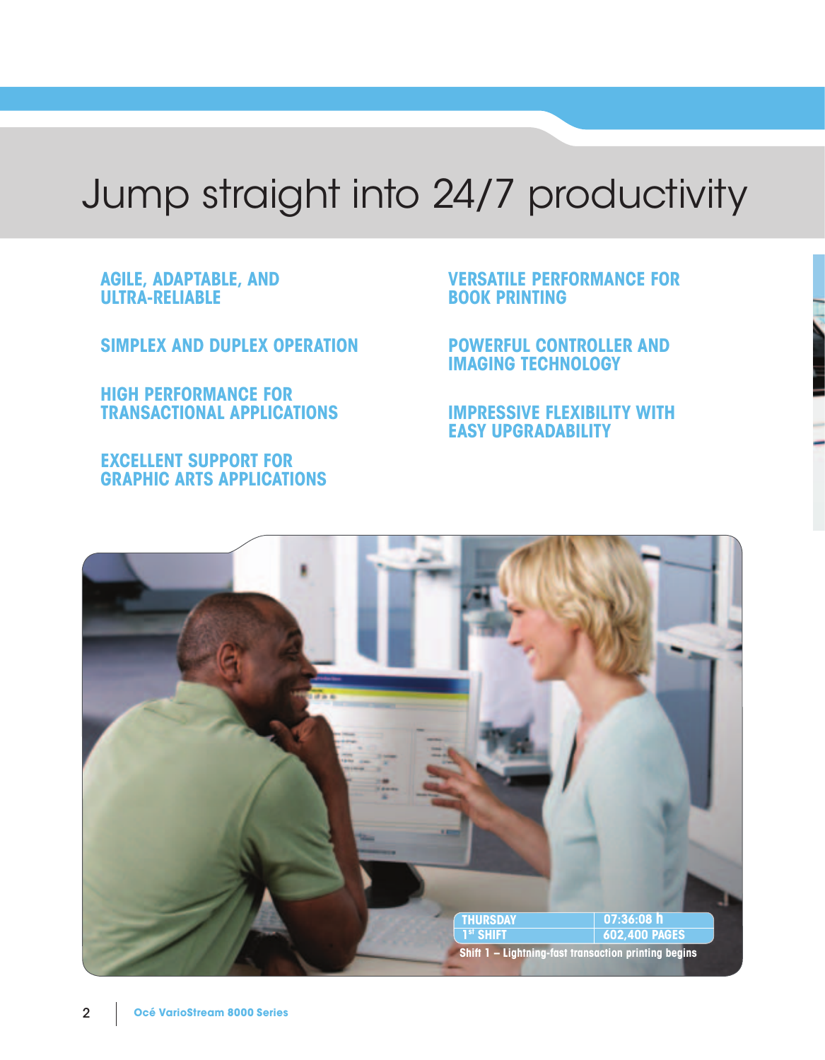# Jump straight into 24/7 productivity

**AGILE, ADAPTABLE, AND ULTRA-RELIABLE**

**SIMPLEX AND DUPLEX OPERATION**

**HIGH PERFORMANCE FOR TRANSACTIONAL APPLICATIONS**

**EXCELLENT SUPPORT FOR GRAPHIC ARTS APPLICATIONS**

**VERSATILE PERFORMANCE FOR BOOK PRINTING**

**POWERFUL CONTROLLER AND IMAGING TECHNOLOGY**

**IMPRESSIVE FLEXIBILITY WITH EASY UPGRADABILITY**

| THURSDAY | 07:36:08 h |
| --- | --- |
| 1st SHIFT | 602,400 PAGES |

Shift 1 – Lightning-fast transaction printing begins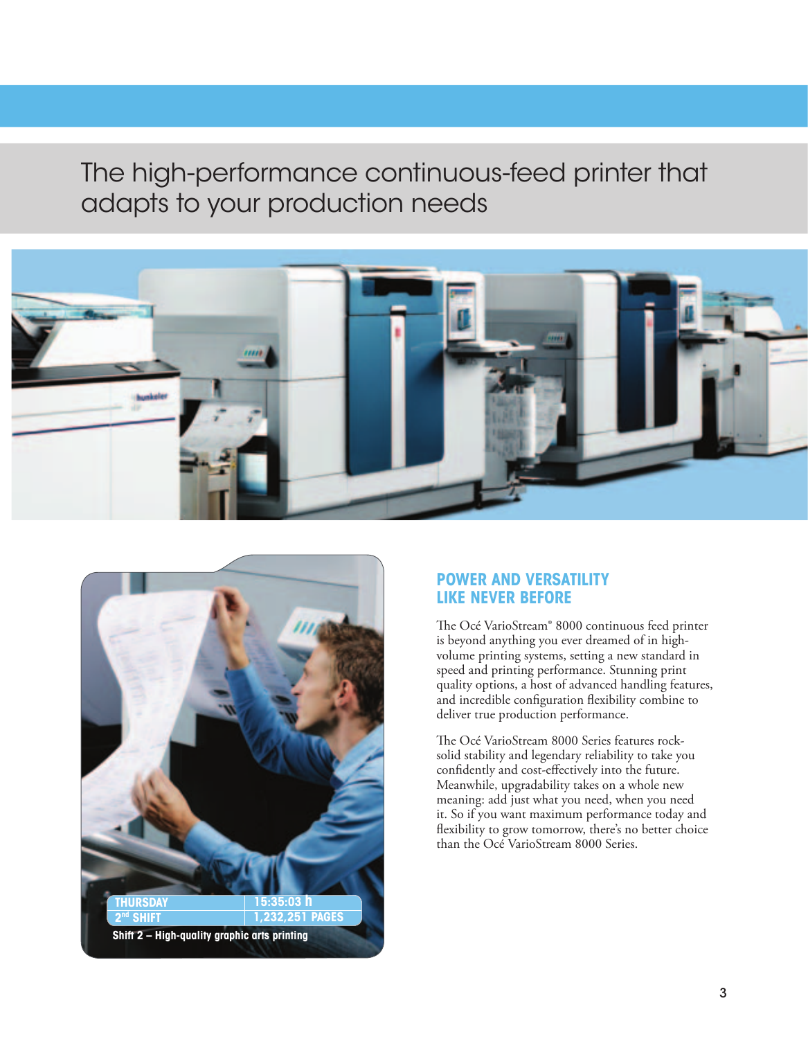# The high-performance continuous-feed printer that adapts to your production needs

THURSDAY | 15:35:03 h
2nd SHIFT | 1,232,251 PAGES

Shift 2 – High-quality graphic arts printing

## POWER AND VERSATILITY LIKE NEVER BEFORE

The Océ VarioStream® 8000 continuous feed printer is beyond anything you ever dreamed of in high-volume printing systems, setting a new standard in speed and printing performance. Stunning print quality options, a host of advanced handling features, and incredible configuration flexibility combine to deliver true production performance.

The Océ VarioStream 8000 Series features rock-solid stability and legendary reliability to take you confidently and cost-effectively into the future. Meanwhile, upgradability takes on a whole new meaning: add just what you need, when you need it. So if you want maximum performance today and flexibility to grow tomorrow, there's no better choice than the Océ VarioStream 8000 Series.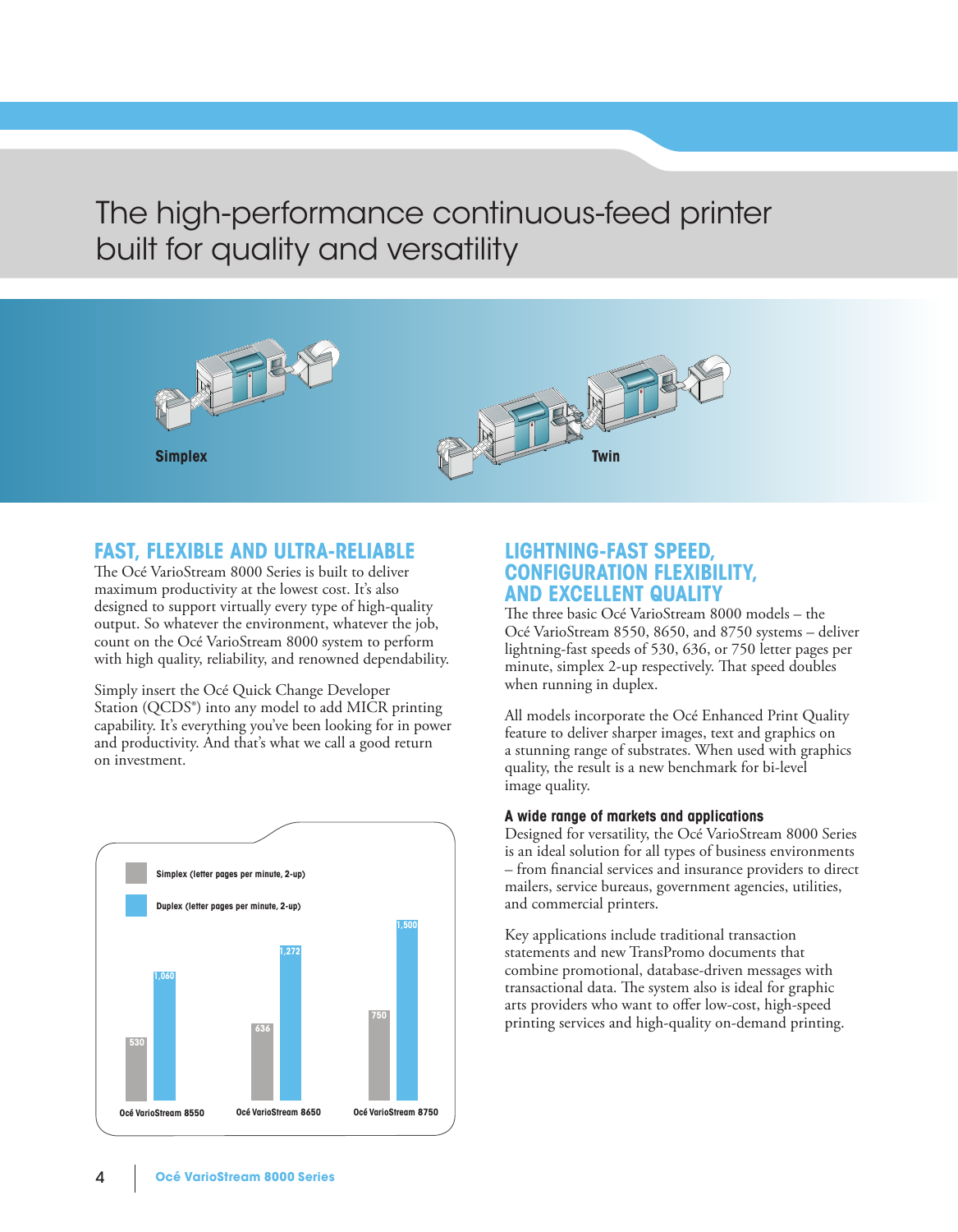# The high-performance continuous-feed printer built for quality and versatility

Simplex

Twin

## FAST, FLEXIBLE AND ULTRA-RELIABLE

The Océ VarioStream 8000 Series is built to deliver maximum productivity at the lowest cost. It's also designed to support virtually every type of high-quality output. So whatever the environment, whatever the job, count on the Océ VarioStream 8000 system to perform with high quality, reliability, and renowned dependability.

Simply insert the Océ Quick Change Developer Station (QCDS®) into any model to add MICR printing capability. It's everything you've been looking for in power and productivity. And that's what we call a good return on investment.

| | Simplex (letter pages per minute, 2-up) | Duplex (letter pages per minute, 2-up) |
|---|---|---|
| Océ VarioStream 8550 | 530 | 1,060 |
| Océ VarioStream 8650 | 636 | 1,272 |
| Océ VarioStream 8750 | 750 | 1,500 |

## LIGHTNING-FAST SPEED, CONFIGURATION FLEXIBILITY, AND EXCELLENT QUALITY

The three basic Océ VarioStream 8000 models – the Océ VarioStream 8550, 8650, and 8750 systems – deliver lightning-fast speeds of 530, 636, or 750 letter pages per minute, simplex 2-up respectively. That speed doubles when running in duplex.

All models incorporate the Océ Enhanced Print Quality feature to deliver sharper images, text and graphics on a stunning range of substrates. When used with graphics quality, the result is a new benchmark for bi-level image quality.

### A wide range of markets and applications

Designed for versatility, the Océ VarioStream 8000 Series is an ideal solution for all types of business environments – from financial services and insurance providers to direct mailers, service bureaus, government agencies, utilities, and commercial printers.

Key applications include traditional transaction statements and new TransPromo documents that combine promotional, database-driven messages with transactional data. The system also is ideal for graphic arts providers who want to offer low-cost, high-speed printing services and high-quality on-demand printing.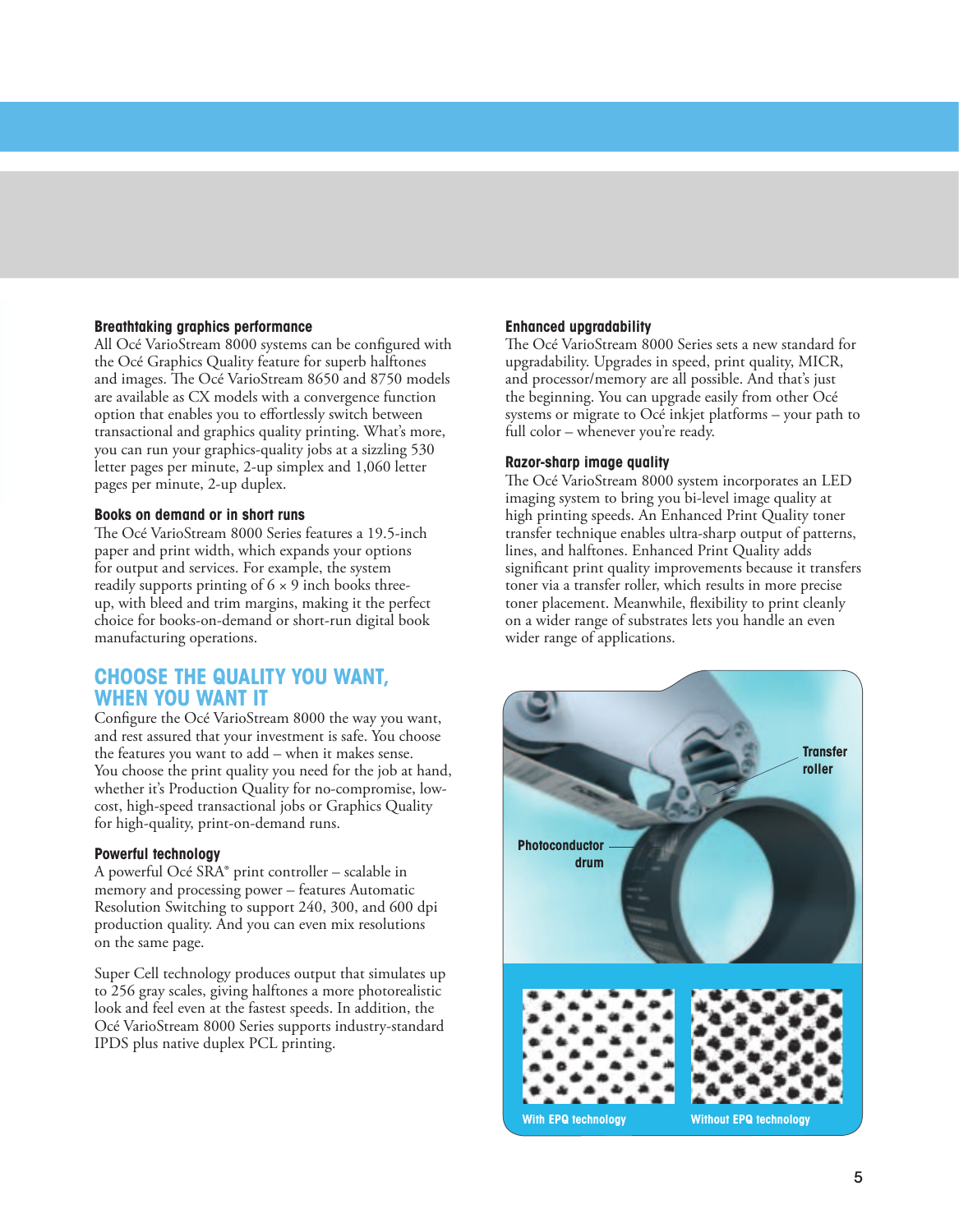### Breathtaking graphics performance

All Océ VarioStream 8000 systems can be configured with the Océ Graphics Quality feature for superb halftones and images. The Océ VarioStream 8650 and 8750 models are available as CX models with a convergence function option that enables you to effortlessly switch between transactional and graphics quality printing. What's more, you can run your graphics-quality jobs at a sizzling 530 letter pages per minute, 2-up simplex and 1,060 letter pages per minute, 2-up duplex.

### Books on demand or in short runs

The Océ VarioStream 8000 Series features a 19.5-inch paper and print width, which expands your options for output and services. For example, the system readily supports printing of 6 × 9 inch books three-up, with bleed and trim margins, making it the perfect choice for books-on-demand or short-run digital book manufacturing operations.

## CHOOSE THE QUALITY YOU WANT, WHEN YOU WANT IT

Configure the Océ VarioStream 8000 the way you want, and rest assured that your investment is safe. You choose the features you want to add – when it makes sense. You choose the print quality you need for the job at hand, whether it's Production Quality for no-compromise, low-cost, high-speed transactional jobs or Graphics Quality for high-quality, print-on-demand runs.

### Powerful technology

A powerful Océ SRA® print controller – scalable in memory and processing power – features Automatic Resolution Switching to support 240, 300, and 600 dpi production quality. And you can even mix resolutions on the same page.

Super Cell technology produces output that simulates up to 256 gray scales, giving halftones a more photorealistic look and feel even at the fastest speeds. In addition, the Océ VarioStream 8000 Series supports industry-standard IPDS plus native duplex PCL printing.

### Enhanced upgradability

The Océ VarioStream 8000 Series sets a new standard for upgradability. Upgrades in speed, print quality, MICR, and processor/memory are all possible. And that's just the beginning. You can upgrade easily from other Océ systems or migrate to Océ inkjet platforms – your path to full color – whenever you're ready.

### Razor-sharp image quality

The Océ VarioStream 8000 system incorporates an LED imaging system to bring you bi-level image quality at high printing speeds. An Enhanced Print Quality toner transfer technique enables ultra-sharp output of patterns, lines, and halftones. Enhanced Print Quality adds significant print quality improvements because it transfers toner via a transfer roller, which results in more precise toner placement. Meanwhile, flexibility to print cleanly on a wider range of substrates lets you handle an even wider range of applications.

Transfer roller

Photoconductor drum

With EPQ technology

Without EPQ technology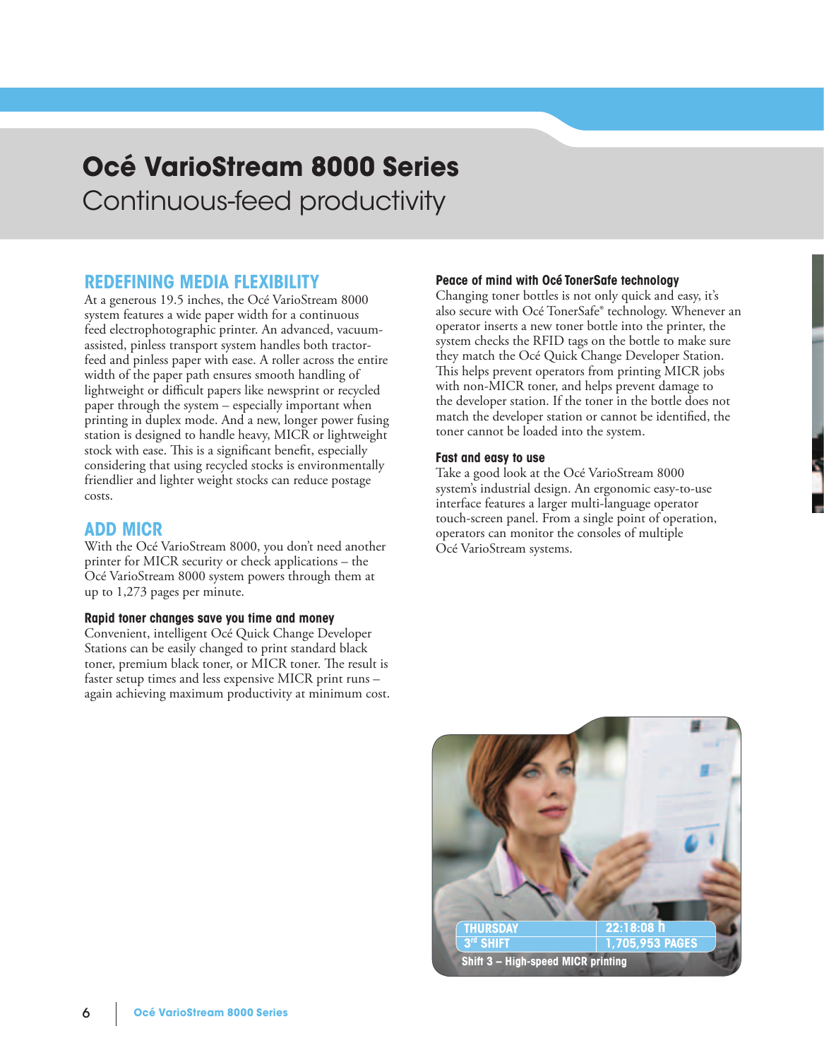# Océ VarioStream 8000 Series

Continuous-feed productivity

## REDEFINING MEDIA FLEXIBILITY

At a generous 19.5 inches, the Océ VarioStream 8000 system features a wide paper width for a continuous feed electrophotographic printer. An advanced, vacuum-assisted, pinless transport system handles both tractor-feed and pinless paper with ease. A roller across the entire width of the paper path ensures smooth handling of lightweight or difficult papers like newsprint or recycled paper through the system – especially important when printing in duplex mode. And a new, longer power fusing station is designed to handle heavy, MICR or lightweight stock with ease. This is a significant benefit, especially considering that using recycled stocks is environmentally friendlier and lighter weight stocks can reduce postage costs.

## ADD MICR

With the Océ VarioStream 8000, you don't need another printer for MICR security or check applications – the Océ VarioStream 8000 system powers through them at up to 1,273 pages per minute.

### Rapid toner changes save you time and money

Convenient, intelligent Océ Quick Change Developer Stations can be easily changed to print standard black toner, premium black toner, or MICR toner. The result is faster setup times and less expensive MICR print runs – again achieving maximum productivity at minimum cost.

### Peace of mind with Océ TonerSafe technology

Changing toner bottles is not only quick and easy, it's also secure with Océ TonerSafe® technology. Whenever an operator inserts a new toner bottle into the printer, the system checks the RFID tags on the bottle to make sure they match the Océ Quick Change Developer Station. This helps prevent operators from printing MICR jobs with non-MICR toner, and helps prevent damage to the developer station. If the toner in the bottle does not match the developer station or cannot be identified, the toner cannot be loaded into the system.

### Fast and easy to use

Take a good look at the Océ VarioStream 8000 system's industrial design. An ergonomic easy-to-use interface features a larger multi-language operator touch-screen panel. From a single point of operation, operators can monitor the consoles of multiple Océ VarioStream systems.

THURSDAY 22:18:08 h
3rd SHIFT 1,705,953 PAGES
Shift 3 – High-speed MICR printing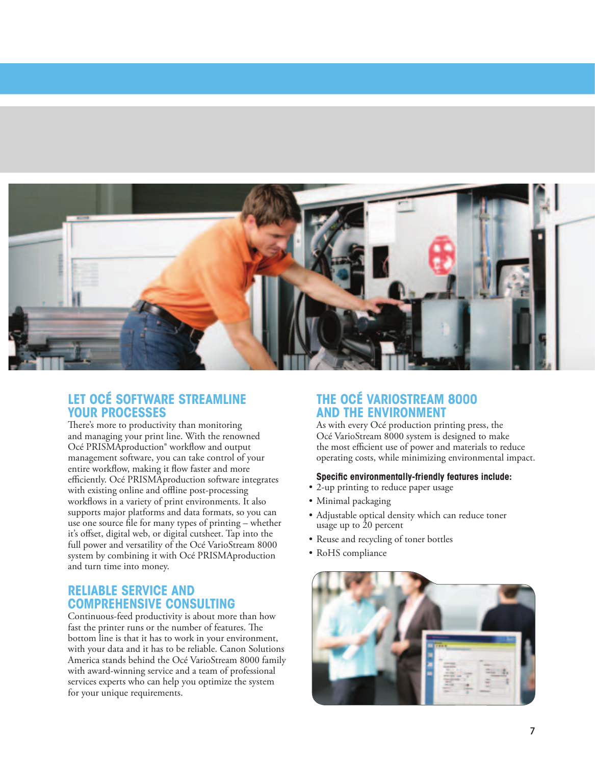## LET OCÉ SOFTWARE STREAMLINE YOUR PROCESSES

There's more to productivity than monitoring and managing your print line. With the renowned Océ PRISMAproduction® workflow and output management software, you can take control of your entire workflow, making it flow faster and more efficiently. Océ PRISMAproduction software integrates with existing online and offline post-processing workflows in a variety of print environments. It also supports major platforms and data formats, so you can use one source file for many types of printing – whether it's offset, digital web, or digital cutsheet. Tap into the full power and versatility of the Océ VarioStream 8000 system by combining it with Océ PRISMAproduction and turn time into money.

## RELIABLE SERVICE AND COMPREHENSIVE CONSULTING

Continuous-feed productivity is about more than how fast the printer runs or the number of features. The bottom line is that it has to work in your environment, with your data and it has to be reliable. Canon Solutions America stands behind the Océ VarioStream 8000 family with award-winning service and a team of professional services experts who can help you optimize the system for your unique requirements.

## THE OCÉ VARIOSTREAM 8000 AND THE ENVIRONMENT

As with every Océ production printing press, the Océ VarioStream 8000 system is designed to make the most efficient use of power and materials to reduce operating costs, while minimizing environmental impact.

**Specific environmentally-friendly features include:**

- 2-up printing to reduce paper usage
- Minimal packaging
- Adjustable optical density which can reduce toner usage up to 20 percent
- Reuse and recycling of toner bottles
- RoHS compliance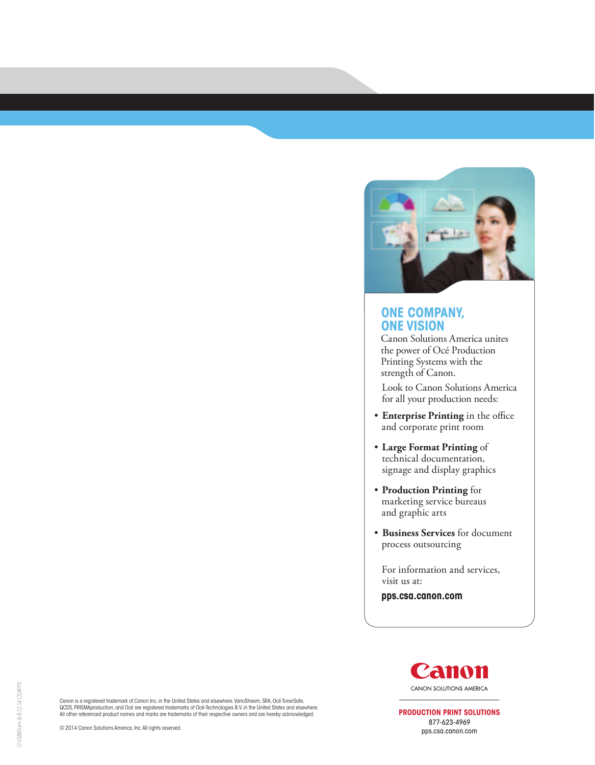## ONE COMPANY, ONE VISION

Canon Solutions America unites the power of Océ Production Printing Systems with the strength of Canon.

Look to Canon Solutions America for all your production needs:

- **Enterprise Printing** in the office and corporate print room
- **Large Format Printing** of technical documentation, signage and display graphics
- **Production Printing** for marketing service bureaus and graphic arts
- **Business Services** for document process outsourcing

For information and services, visit us at:

**pps.csa.canon.com**

Canon

CANON SOLUTIONS AMERICA

**PRODUCTION PRINT SOLUTIONS**

877-623-4969

pps.csa.canon.com

Canon is a registered trademark of Canon Inc. in the United States and elsewhere. VarioStream, SRA, Océ TonerSafe, QCDS, PRISMAproduction, and Océ are registered trademarks of Océ-Technologies B.V. in the United States and elsewhere. All other referenced product names and marks are trademarks of their respective owners and are hereby acknowledged.

© 2014 Canon Solutions America, Inc. All rights reserved.

O-VS8KFam-B-812 14-CSAPPS